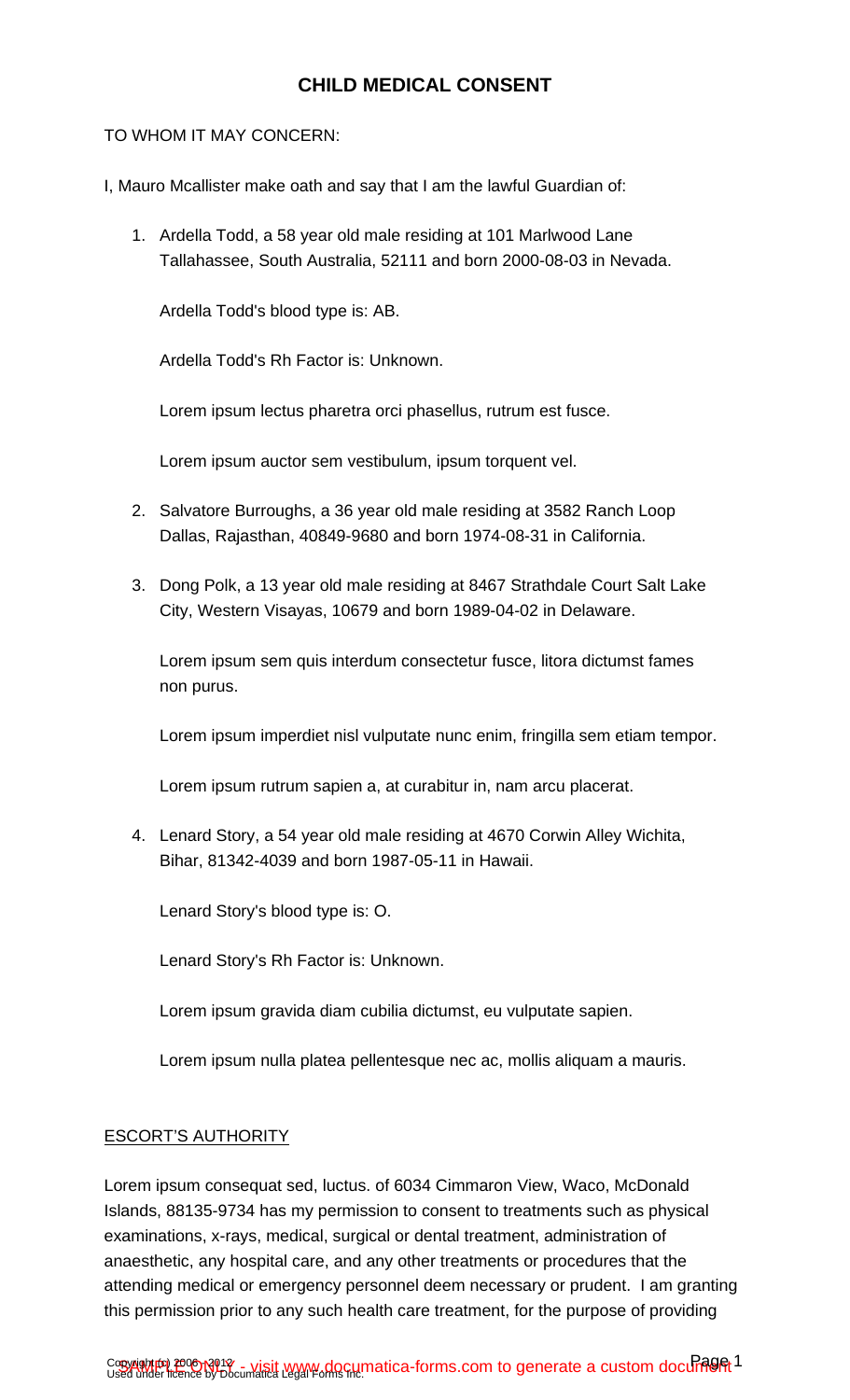# CHILD MEDICAL CONSENT

TO WHOM IT MAY CONCERN:

I, Mauro Mcallister make oath and say that I am the lawful Guardian of:

1. Ardella Todd, a 58 year old male residing at 101 Marlwood Lane Tallahassee, South Australia, 52111 and born 2000-08-03 in Nevada.

   Ardella Todd's blood type is: AB.

   Ardella Todd's Rh Factor is: Unknown.

   Lorem ipsum lectus pharetra orci phasellus, rutrum est fusce.

   Lorem ipsum auctor sem vestibulum, ipsum torquent vel.

2. Salvatore Burroughs, a 36 year old male residing at 3582 Ranch Loop Dallas, Rajasthan, 40849-9680 and born 1974-08-31 in California.

3. Dong Polk, a 13 year old male residing at 8467 Strathdale Court Salt Lake City, Western Visayas, 10679 and born 1989-04-02 in Delaware.

   Lorem ipsum sem quis interdum consectetur fusce, litora dictumst fames non purus.

   Lorem ipsum imperdiet nisl vulputate nunc enim, fringilla sem etiam tempor.

   Lorem ipsum rutrum sapien a, at curabitur in, nam arcu placerat.

4. Lenard Story, a 54 year old male residing at 4670 Corwin Alley Wichita, Bihar, 81342-4039 and born 1987-05-11 in Hawaii.

   Lenard Story's blood type is: O.

   Lenard Story's Rh Factor is: Unknown.

   Lorem ipsum gravida diam cubilia dictumst, eu vulputate sapien.

   Lorem ipsum nulla platea pellentesque nec ac, mollis aliquam a mauris.

## ESCORT'S AUTHORITY

Lorem ipsum consequat sed, luctus. of 6034 Cimmaron View, Waco, McDonald Islands, 88135-9734 has my permission to consent to treatments such as physical examinations, x-rays, medical, surgical or dental treatment, administration of anaesthetic, any hospital care, and any other treatments or procedures that the attending medical or emergency personnel deem necessary or prudent. I am granting this permission prior to any such health care treatment, for the purpose of providing

SAMPLE ONLY - visit www.documatica-forms.com to generate a custom document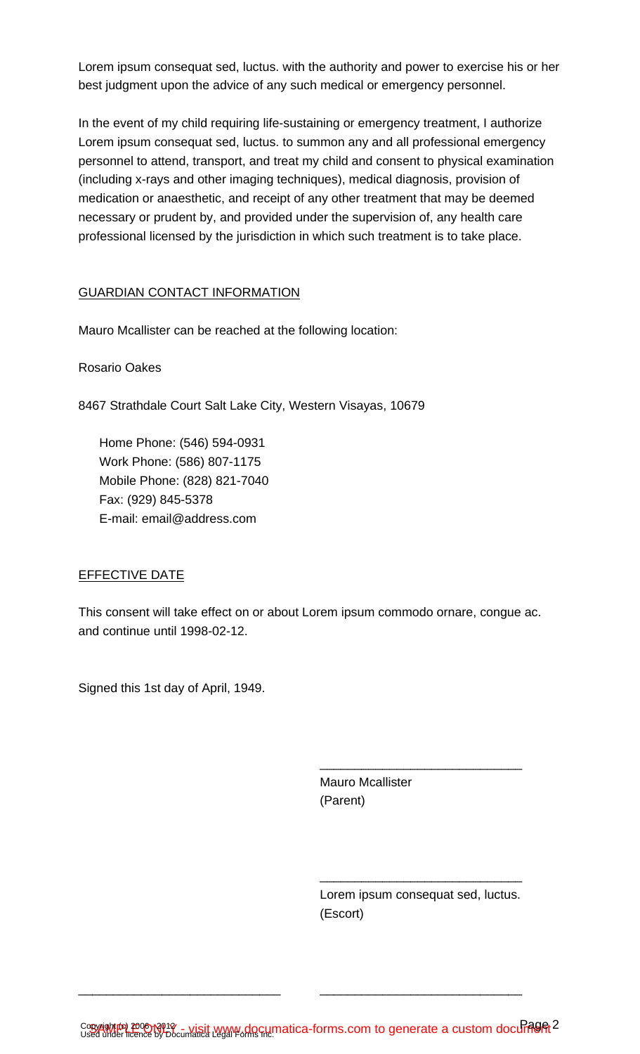Lorem ipsum consequat sed, luctus. with the authority and power to exercise his or her best judgment upon the advice of any such medical or emergency personnel.

In the event of my child requiring life-sustaining or emergency treatment, I authorize Lorem ipsum consequat sed, luctus. to summon any and all professional emergency personnel to attend, transport, and treat my child and consent to physical examination (including x-rays and other imaging techniques), medical diagnosis, provision of medication or anaesthetic, and receipt of any other treatment that may be deemed necessary or prudent by, and provided under the supervision of, any health care professional licensed by the jurisdiction in which such treatment is to take place.

GUARDIAN CONTACT INFORMATION

Mauro Mcallister can be reached at the following location:

Rosario Oakes

8467 Strathdale Court Salt Lake City, Western Visayas, 10679

Home Phone: (546) 594-0931
Work Phone: (586) 807-1175
Mobile Phone: (828) 821-7040
Fax: (929) 845-5378
E-mail: email@address.com

EFFECTIVE DATE

This consent will take effect on or about Lorem ipsum commodo ornare, congue ac. and continue until 1998-02-12.

Signed this 1st day of April, 1949.

\_\_\_\_\_\_\_\_\_\_\_\_\_\_\_\_\_\_\_\_\_\_\_\_\_\_\_\_\_\_
Mauro Mcallister
(Parent)

\_\_\_\_\_\_\_\_\_\_\_\_\_\_\_\_\_\_\_\_\_\_\_\_\_\_\_\_\_\_
Lorem ipsum consequat sed, luctus.
(Escort)

\_\_\_\_\_\_\_\_\_\_\_\_\_\_\_\_\_\_\_\_\_\_\_\_\_\_\_\_\_\_ \_\_\_\_\_\_\_\_\_\_\_\_\_\_\_\_\_\_\_\_\_\_\_\_\_\_\_\_\_\_

SAMPLE ONLY - visit www.documatica-forms.com to generate a custom document

Copyright (c) 2006 - 2012
Used under licence by Documatica Legal Forms Inc.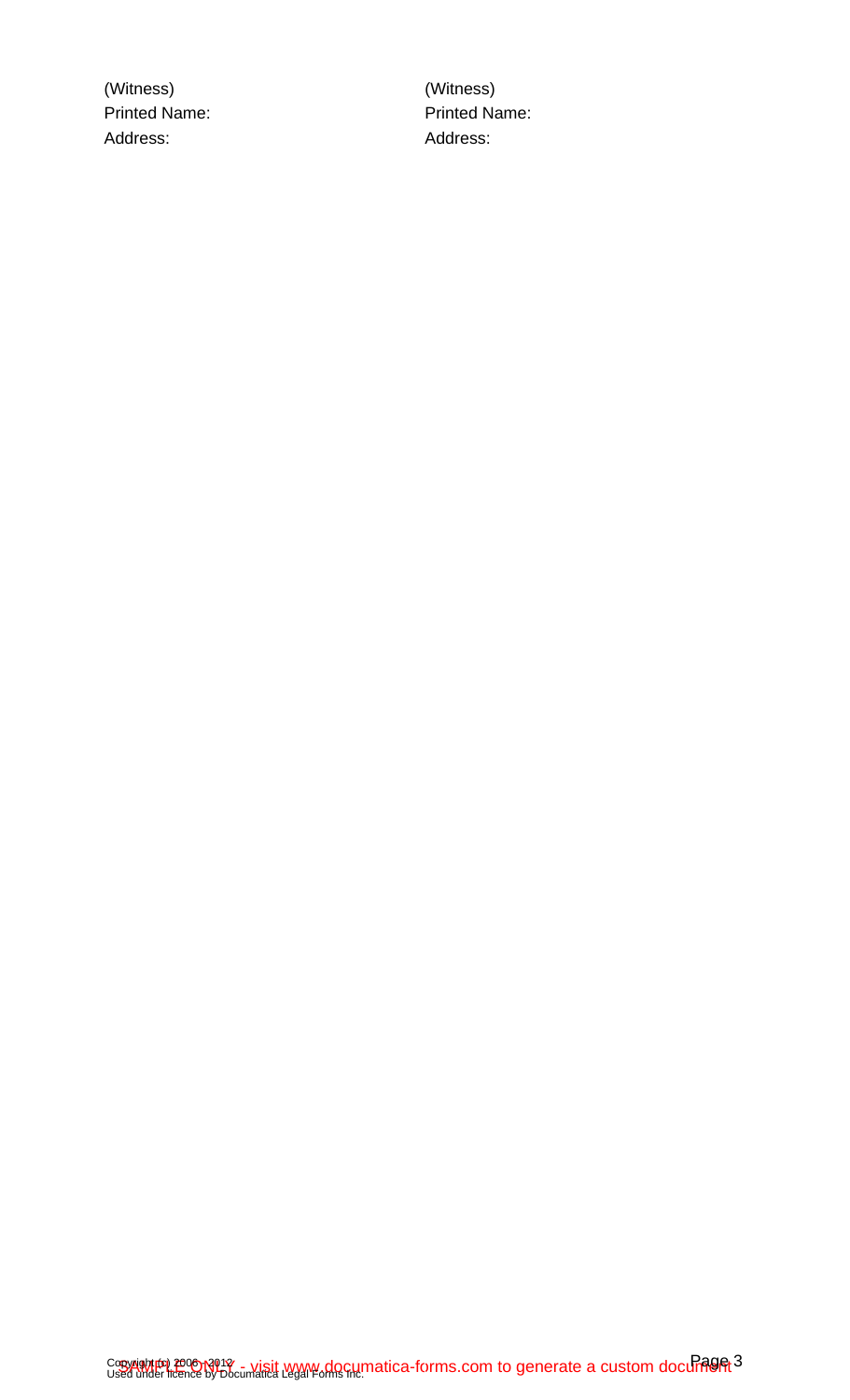| | |
|---|---|
| (Witness) | (Witness) |
| Printed Name: | Printed Name: |
| Address: | Address: |